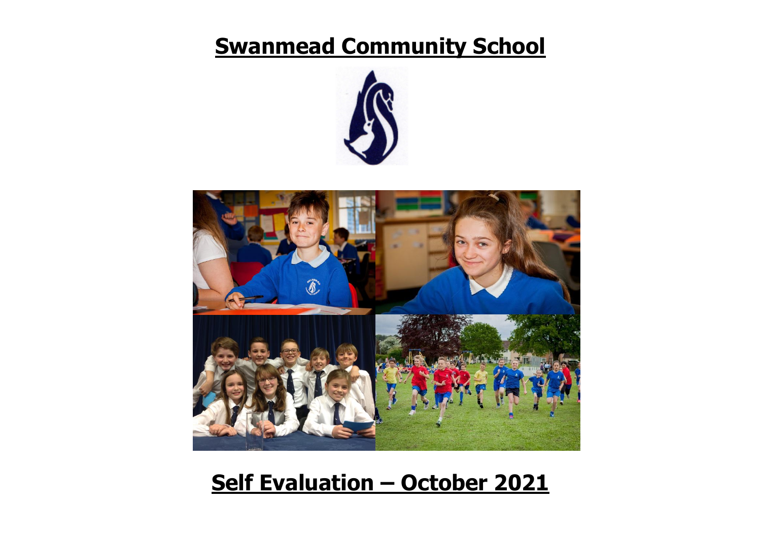# Swanmead Community School

# Self Evaluation – October 2021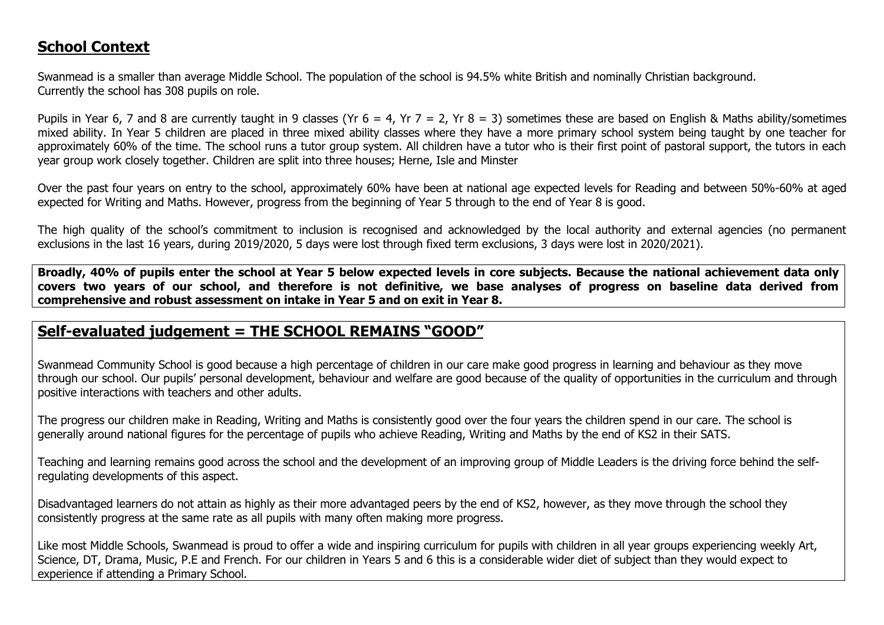## School Context

Swanmead is a smaller than average Middle School. The population of the school is 94.5% white British and nominally Christian background.
Currently the school has 308 pupils on role.

Pupils in Year 6, 7 and 8 are currently taught in 9 classes (Yr 6 = 4, Yr 7 = 2, Yr 8 = 3) sometimes these are based on English & Maths ability/sometimes mixed ability. In Year 5 children are placed in three mixed ability classes where they have a more primary school system being taught by one teacher for approximately 60% of the time. The school runs a tutor group system. All children have a tutor who is their first point of pastoral support, the tutors in each year group work closely together. Children are split into three houses; Herne, Isle and Minster

Over the past four years on entry to the school, approximately 60% have been at national age expected levels for Reading and between 50%-60% at aged expected for Writing and Maths. However, progress from the beginning of Year 5 through to the end of Year 8 is good.

The high quality of the school's commitment to inclusion is recognised and acknowledged by the local authority and external agencies (no permanent exclusions in the last 16 years, during 2019/2020, 5 days were lost through fixed term exclusions, 3 days were lost in 2020/2021).

**Broadly, 40% of pupils enter the school at Year 5 below expected levels in core subjects. Because the national achievement data only covers two years of our school, and therefore is not definitive, we base analyses of progress on baseline data derived from comprehensive and robust assessment on intake in Year 5 and on exit in Year 8.**

## Self-evaluated judgement = THE SCHOOL REMAINS "GOOD"

Swanmead Community School is good because a high percentage of children in our care make good progress in learning and behaviour as they move through our school. Our pupils' personal development, behaviour and welfare are good because of the quality of opportunities in the curriculum and through positive interactions with teachers and other adults.

The progress our children make in Reading, Writing and Maths is consistently good over the four years the children spend in our care. The school is generally around national figures for the percentage of pupils who achieve Reading, Writing and Maths by the end of KS2 in their SATS.

Teaching and learning remains good across the school and the development of an improving group of Middle Leaders is the driving force behind the self-regulating developments of this aspect.

Disadvantaged learners do not attain as highly as their more advantaged peers by the end of KS2, however, as they move through the school they consistently progress at the same rate as all pupils with many often making more progress.

Like most Middle Schools, Swanmead is proud to offer a wide and inspiring curriculum for pupils with children in all year groups experiencing weekly Art, Science, DT, Drama, Music, P.E and French. For our children in Years 5 and 6 this is a considerable wider diet of subject than they would expect to experience if attending a Primary School.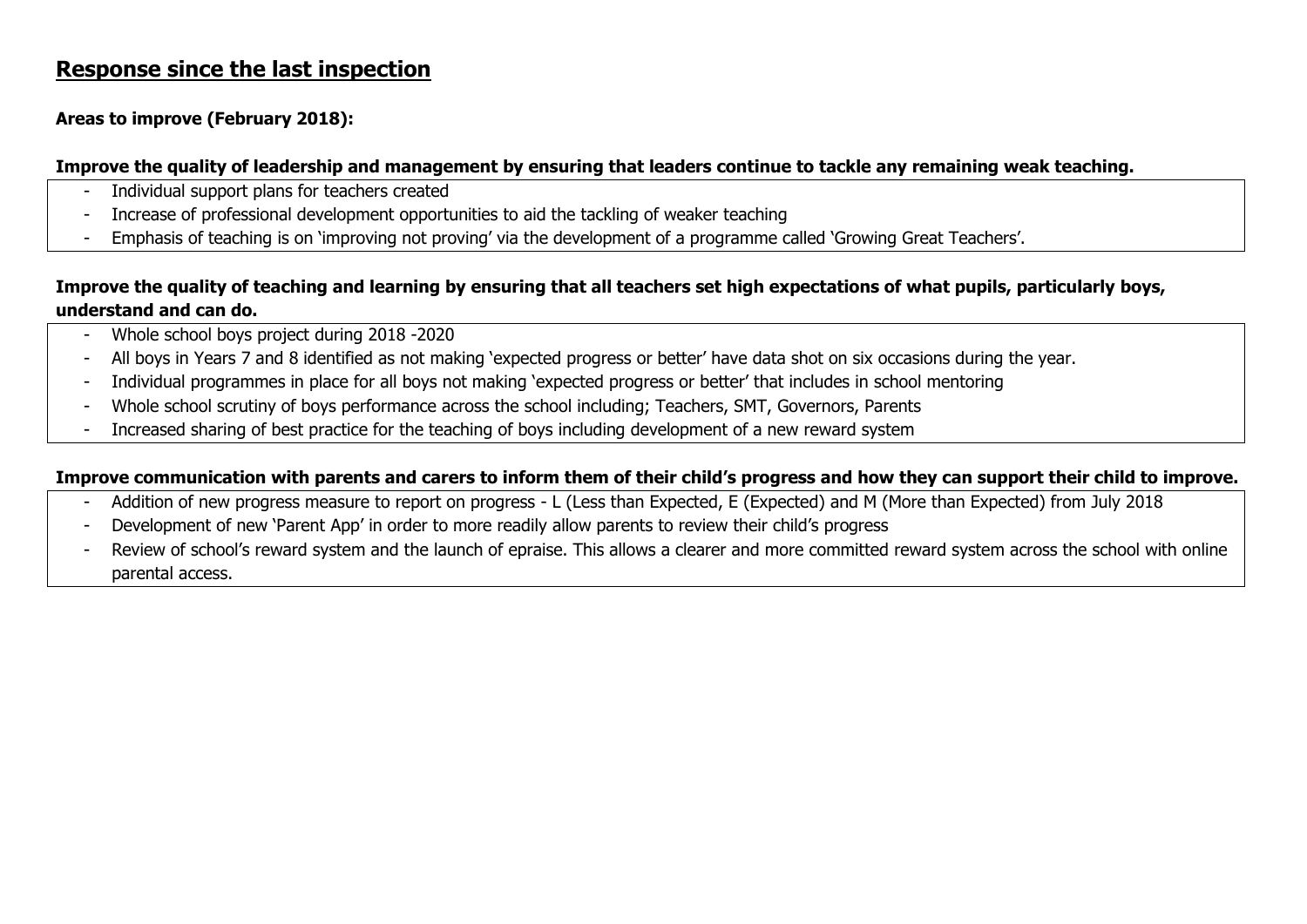## Response since the last inspection

**Areas to improve (February 2018):**

**Improve the quality of leadership and management by ensuring that leaders continue to tackle any remaining weak teaching.**

- Individual support plans for teachers created
- Increase of professional development opportunities to aid the tackling of weaker teaching
- Emphasis of teaching is on 'improving not proving' via the development of a programme called 'Growing Great Teachers'.

**Improve the quality of teaching and learning by ensuring that all teachers set high expectations of what pupils, particularly boys, understand and can do.**

- Whole school boys project during 2018 -2020
- All boys in Years 7 and 8 identified as not making 'expected progress or better' have data shot on six occasions during the year.
- Individual programmes in place for all boys not making 'expected progress or better' that includes in school mentoring
- Whole school scrutiny of boys performance across the school including; Teachers, SMT, Governors, Parents
- Increased sharing of best practice for the teaching of boys including development of a new reward system

**Improve communication with parents and carers to inform them of their child's progress and how they can support their child to improve.**

- Addition of new progress measure to report on progress - L (Less than Expected, E (Expected) and M (More than Expected) from July 2018
- Development of new 'Parent App' in order to more readily allow parents to review their child's progress
- Review of school's reward system and the launch of epraise. This allows a clearer and more committed reward system across the school with online parental access.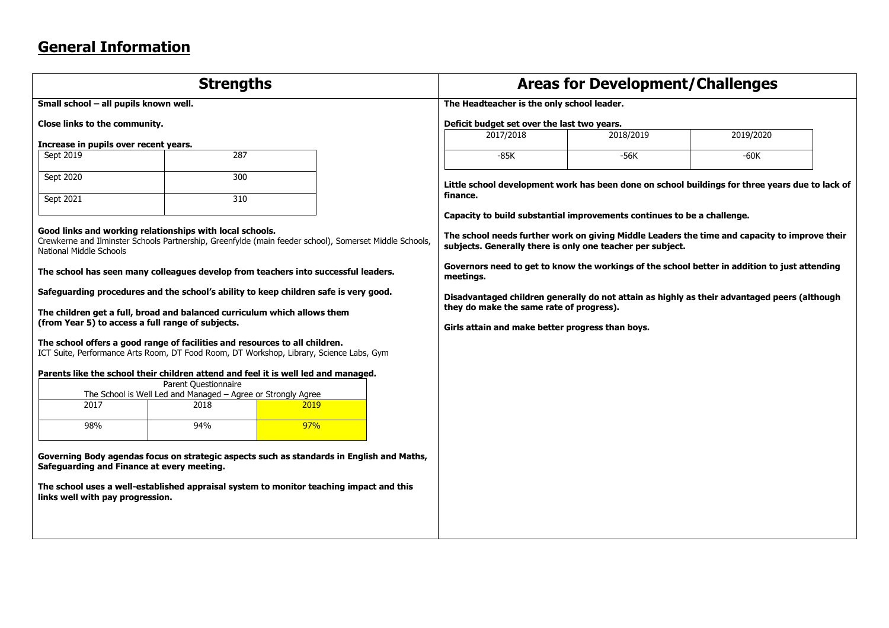# General Information

## Strengths

**Small school – all pupils known well.**

**Close links to the community.**

**Increase in pupils over recent years.**

| Sept 2019 | 287 |
|---|---|
| Sept 2020 | 300 |
| Sept 2021 | 310 |

**Good links and working relationships with local schools.**
Crewkerne and Ilminster Schools Partnership, Greenfylde (main feeder school), Somerset Middle Schools, National Middle Schools

**The school has seen many colleagues develop from teachers into successful leaders.**

**Safeguarding procedures and the school's ability to keep children safe is very good.**

**The children get a full, broad and balanced curriculum which allows them (from Year 5) to access a full range of subjects.**

**The school offers a good range of facilities and resources to all children.**
ICT Suite, Performance Arts Room, DT Food Room, DT Workshop, Library, Science Labs, Gym

**Parents like the school their children attend and feel it is well led and managed.**

| Parent Questionnaire<br>The School is Well Led and Managed – Agree or Strongly Agree | | |
|---|---|---|
| 2017 | 2018 | 2019 |
| 98% | 94% | 97% |

**Governing Body agendas focus on strategic aspects such as standards in English and Maths, Safeguarding and Finance at every meeting.**

**The school uses a well-established appraisal system to monitor teaching impact and this links well with pay progression.**

## Areas for Development/Challenges

**The Headteacher is the only school leader.**

**Deficit budget set over the last two years.**

| 2017/2018 | 2018/2019 | 2019/2020 |
|---|---|---|
| -85K | -56K | -60K |

**Little school development work has been done on school buildings for three years due to lack of finance.**

**Capacity to build substantial improvements continues to be a challenge.**

**The school needs further work on giving Middle Leaders the time and capacity to improve their subjects. Generally there is only one teacher per subject.**

**Governors need to get to know the workings of the school better in addition to just attending meetings.**

**Disadvantaged children generally do not attain as highly as their advantaged peers (although they do make the same rate of progress).**

**Girls attain and make better progress than boys.**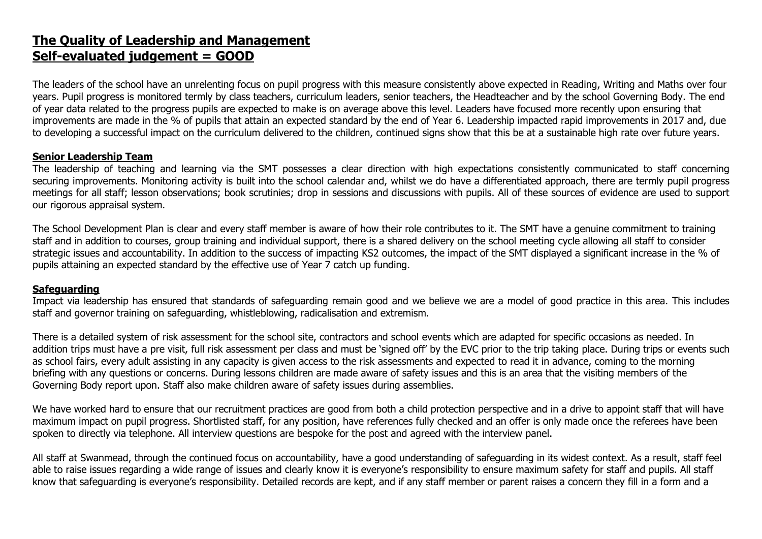## **The Quality of Leadership and Management**
## **Self-evaluated judgement = GOOD**

The leaders of the school have an unrelenting focus on pupil progress with this measure consistently above expected in Reading, Writing and Maths over four years. Pupil progress is monitored termly by class teachers, curriculum leaders, senior teachers, the Headteacher and by the school Governing Body. The end of year data related to the progress pupils are expected to make is on average above this level. Leaders have focused more recently upon ensuring that improvements are made in the % of pupils that attain an expected standard by the end of Year 6. Leadership impacted rapid improvements in 2017 and, due to developing a successful impact on the curriculum delivered to the children, continued signs show that this be at a sustainable high rate over future years.

### **Senior Leadership Team**

The leadership of teaching and learning via the SMT possesses a clear direction with high expectations consistently communicated to staff concerning securing improvements. Monitoring activity is built into the school calendar and, whilst we do have a differentiated approach, there are termly pupil progress meetings for all staff; lesson observations; book scrutinies; drop in sessions and discussions with pupils. All of these sources of evidence are used to support our rigorous appraisal system.

The School Development Plan is clear and every staff member is aware of how their role contributes to it. The SMT have a genuine commitment to training staff and in addition to courses, group training and individual support, there is a shared delivery on the school meeting cycle allowing all staff to consider strategic issues and accountability. In addition to the success of impacting KS2 outcomes, the impact of the SMT displayed a significant increase in the % of pupils attaining an expected standard by the effective use of Year 7 catch up funding.

### **Safeguarding**

Impact via leadership has ensured that standards of safeguarding remain good and we believe we are a model of good practice in this area. This includes staff and governor training on safeguarding, whistleblowing, radicalisation and extremism.

There is a detailed system of risk assessment for the school site, contractors and school events which are adapted for specific occasions as needed. In addition trips must have a pre visit, full risk assessment per class and must be 'signed off' by the EVC prior to the trip taking place. During trips or events such as school fairs, every adult assisting in any capacity is given access to the risk assessments and expected to read it in advance, coming to the morning briefing with any questions or concerns. During lessons children are made aware of safety issues and this is an area that the visiting members of the Governing Body report upon. Staff also make children aware of safety issues during assemblies.

We have worked hard to ensure that our recruitment practices are good from both a child protection perspective and in a drive to appoint staff that will have maximum impact on pupil progress. Shortlisted staff, for any position, have references fully checked and an offer is only made once the referees have been spoken to directly via telephone. All interview questions are bespoke for the post and agreed with the interview panel.

All staff at Swanmead, through the continued focus on accountability, have a good understanding of safeguarding in its widest context. As a result, staff feel able to raise issues regarding a wide range of issues and clearly know it is everyone's responsibility to ensure maximum safety for staff and pupils. All staff know that safeguarding is everyone's responsibility. Detailed records are kept, and if any staff member or parent raises a concern they fill in a form and a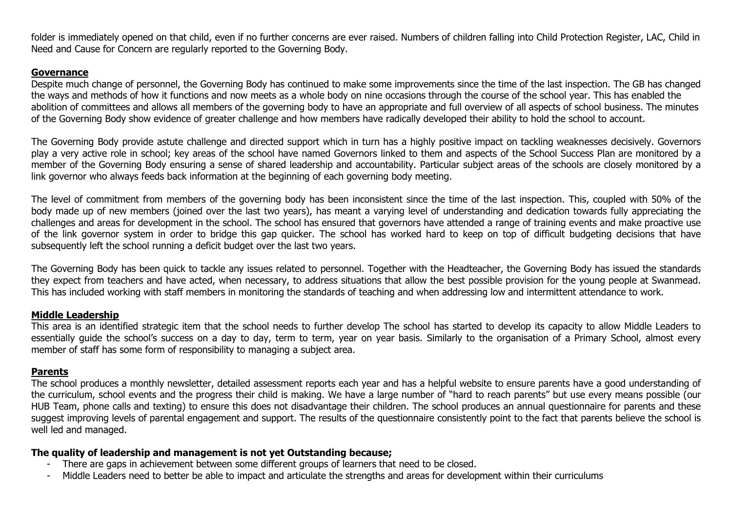folder is immediately opened on that child, even if no further concerns are ever raised. Numbers of children falling into Child Protection Register, LAC, Child in Need and Cause for Concern are regularly reported to the Governing Body.

**Governance**

Despite much change of personnel, the Governing Body has continued to make some improvements since the time of the last inspection. The GB has changed the ways and methods of how it functions and now meets as a whole body on nine occasions through the course of the school year. This has enabled the abolition of committees and allows all members of the governing body to have an appropriate and full overview of all aspects of school business. The minutes of the Governing Body show evidence of greater challenge and how members have radically developed their ability to hold the school to account.

The Governing Body provide astute challenge and directed support which in turn has a highly positive impact on tackling weaknesses decisively. Governors play a very active role in school; key areas of the school have named Governors linked to them and aspects of the School Success Plan are monitored by a member of the Governing Body ensuring a sense of shared leadership and accountability. Particular subject areas of the schools are closely monitored by a link governor who always feeds back information at the beginning of each governing body meeting.

The level of commitment from members of the governing body has been inconsistent since the time of the last inspection. This, coupled with 50% of the body made up of new members (joined over the last two years), has meant a varying level of understanding and dedication towards fully appreciating the challenges and areas for development in the school. The school has ensured that governors have attended a range of training events and make proactive use of the link governor system in order to bridge this gap quicker. The school has worked hard to keep on top of difficult budgeting decisions that have subsequently left the school running a deficit budget over the last two years.

The Governing Body has been quick to tackle any issues related to personnel. Together with the Headteacher, the Governing Body has issued the standards they expect from teachers and have acted, when necessary, to address situations that allow the best possible provision for the young people at Swanmead. This has included working with staff members in monitoring the standards of teaching and when addressing low and intermittent attendance to work.

**Middle Leadership**

This area is an identified strategic item that the school needs to further develop The school has started to develop its capacity to allow Middle Leaders to essentially guide the school's success on a day to day, term to term, year on year basis. Similarly to the organisation of a Primary School, almost every member of staff has some form of responsibility to managing a subject area.

**Parents**

The school produces a monthly newsletter, detailed assessment reports each year and has a helpful website to ensure parents have a good understanding of the curriculum, school events and the progress their child is making. We have a large number of "hard to reach parents" but use every means possible (our HUB Team, phone calls and texting) to ensure this does not disadvantage their children. The school produces an annual questionnaire for parents and these suggest improving levels of parental engagement and support. The results of the questionnaire consistently point to the fact that parents believe the school is well led and managed.

**The quality of leadership and management is not yet Outstanding because;**

- There are gaps in achievement between some different groups of learners that need to be closed.
- Middle Leaders need to better be able to impact and articulate the strengths and areas for development within their curriculums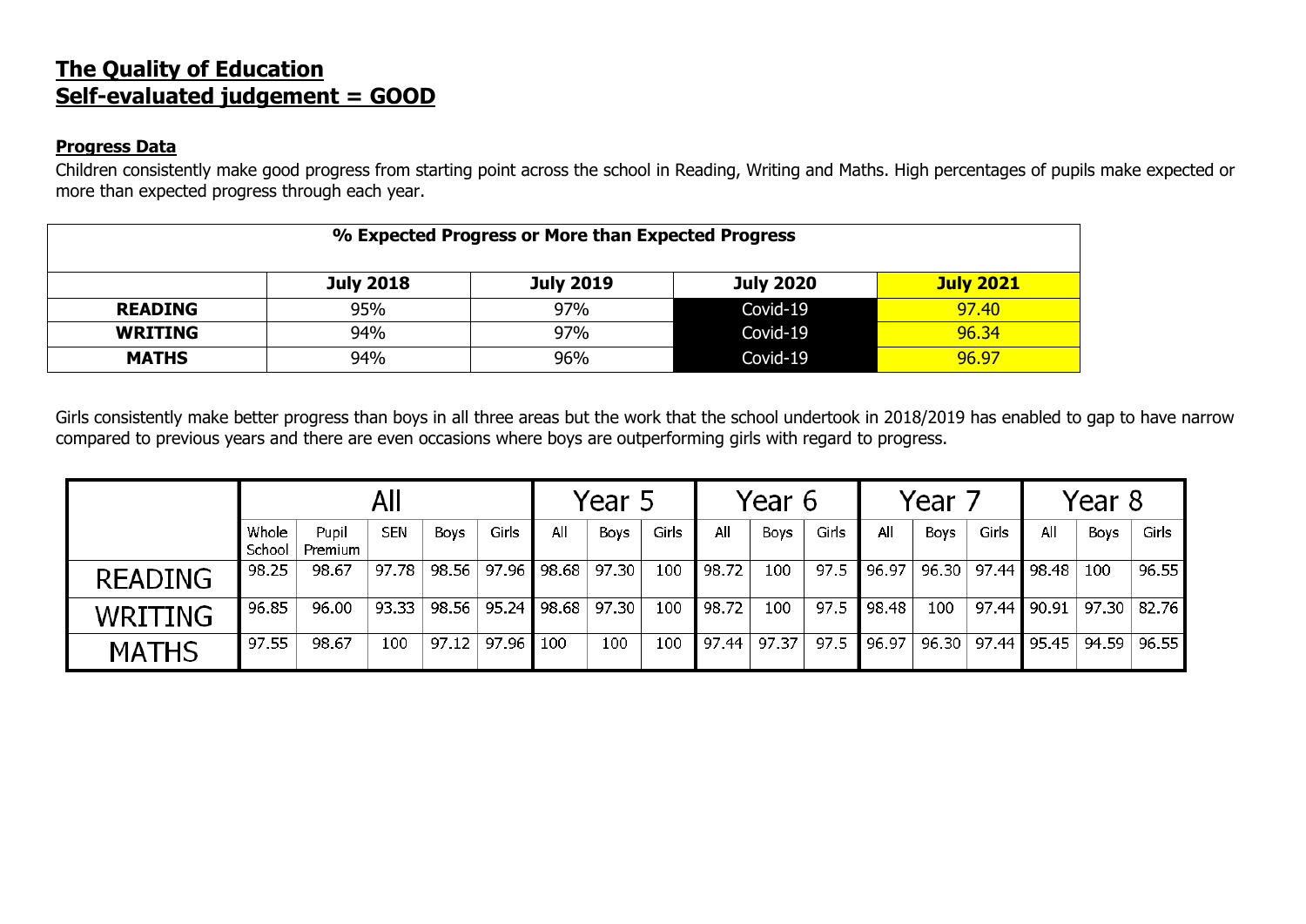## The Quality of Education
## Self-evaluated judgement = GOOD

### Progress Data

Children consistently make good progress from starting point across the school in Reading, Writing and Maths. High percentages of pupils make expected or more than expected progress through each year.

| % Expected Progress or More than Expected Progress | | | | |
|---|---|---|---|---|
| | **July 2018** | **July 2019** | **July 2020** | **July 2021** |
| **READING** | 95% | 97% | Covid-19 | 97.40 |
| **WRITING** | 94% | 97% | Covid-19 | 96.34 |
| **MATHS** | 94% | 96% | Covid-19 | 96.97 |

Girls consistently make better progress than boys in all three areas but the work that the school undertook in 2018/2019 has enabled to gap to have narrow compared to previous years and there are even occasions where boys are outperforming girls with regard to progress.

| | All | | | | | Year 5 | | | Year 6 | | | Year 7 | | | Year 8 | | |
|---|---|---|---|---|---|---|---|---|---|---|---|---|---|---|---|---|---|
| | Whole School | Pupil Premium | SEN | Boys | Girls | All | Boys | Girls | All | Boys | Girls | All | Boys | Girls | All | Boys | Girls |
| READING | 98.25 | 98.67 | 97.78 | 98.56 | 97.96 | 98.68 | 97.30 | 100 | 98.72 | 100 | 97.5 | 96.97 | 96.30 | 97.44 | 98.48 | 100 | 96.55 |
| WRITING | 96.85 | 96.00 | 93.33 | 98.56 | 95.24 | 98.68 | 97.30 | 100 | 98.72 | 100 | 97.5 | 98.48 | 100 | 97.44 | 90.91 | 97.30 | 82.76 |
| MATHS | 97.55 | 98.67 | 100 | 97.12 | 97.96 | 100 | 100 | 100 | 97.44 | 97.37 | 97.5 | 96.97 | 96.30 | 97.44 | 95.45 | 94.59 | 96.55 |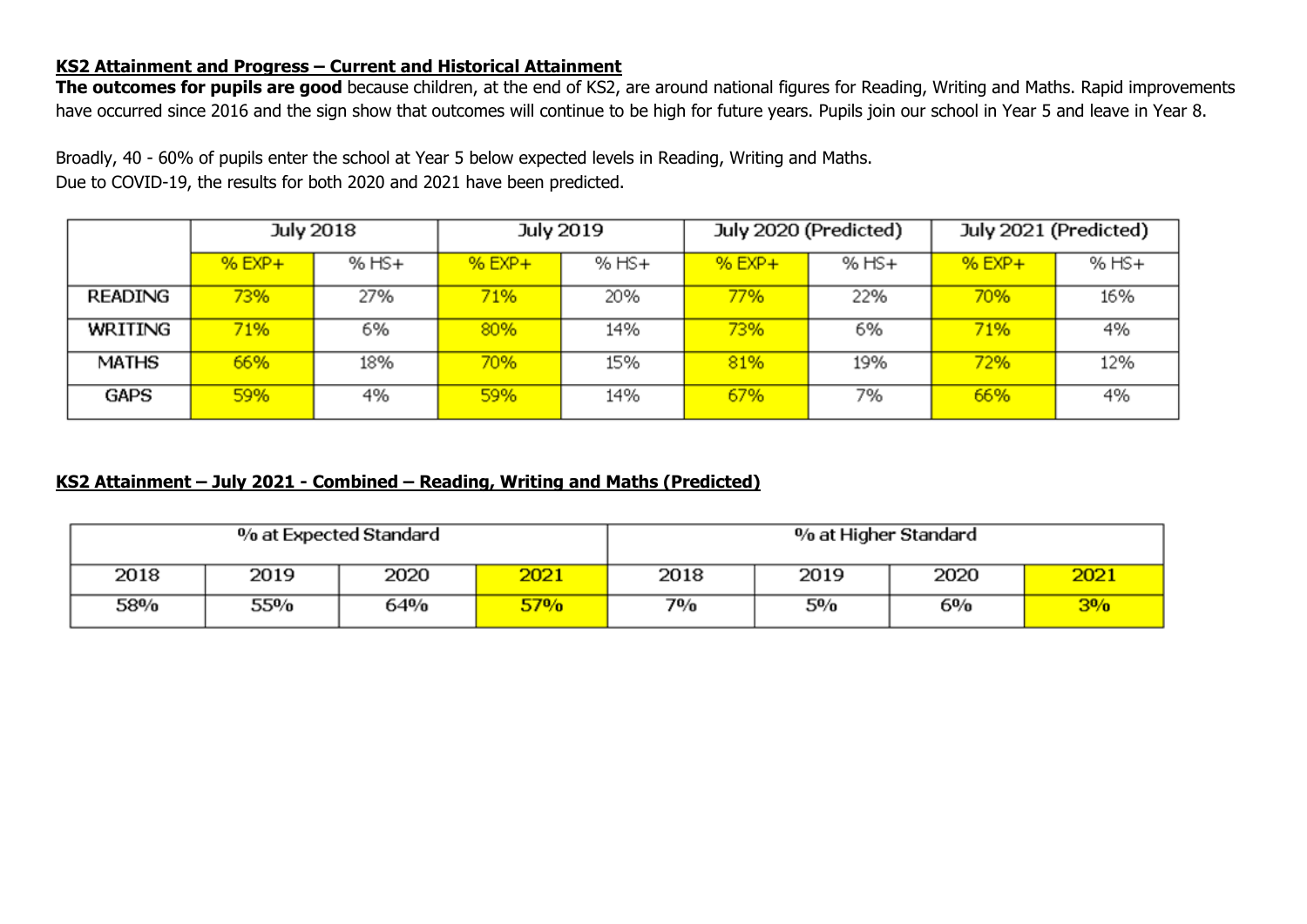**KS2 Attainment and Progress – Current and Historical Attainment**

**The outcomes for pupils are good** because children, at the end of KS2, are around national figures for Reading, Writing and Maths. Rapid improvements have occurred since 2016 and the sign show that outcomes will continue to be high for future years. Pupils join our school in Year 5 and leave in Year 8.

Broadly, 40 - 60% of pupils enter the school at Year 5 below expected levels in Reading, Writing and Maths.
Due to COVID-19, the results for both 2020 and 2021 have been predicted.

| | July 2018 | | July 2019 | | July 2020 (Predicted) | | July 2021 (Predicted) | |
|---|---|---|---|---|---|---|---|---|
| | % EXP+ | % HS+ | % EXP+ | % HS+ | % EXP+ | % HS+ | % EXP+ | % HS+ |
| READING | 73% | 27% | 71% | 20% | 77% | 22% | 70% | 16% |
| WRITING | 71% | 6% | 80% | 14% | 73% | 6% | 71% | 4% |
| MATHS | 66% | 18% | 70% | 15% | 81% | 19% | 72% | 12% |
| GAPS | 59% | 4% | 59% | 14% | 67% | 7% | 66% | 4% |

**KS2 Attainment – July 2021 - Combined – Reading, Writing and Maths (Predicted)**

| % at Expected Standard | | | | % at Higher Standard | | | |
|---|---|---|---|---|---|---|---|
| 2018 | 2019 | 2020 | 2021 | 2018 | 2019 | 2020 | 2021 |
| 58% | 55% | 64% | 57% | 7% | 5% | 6% | 3% |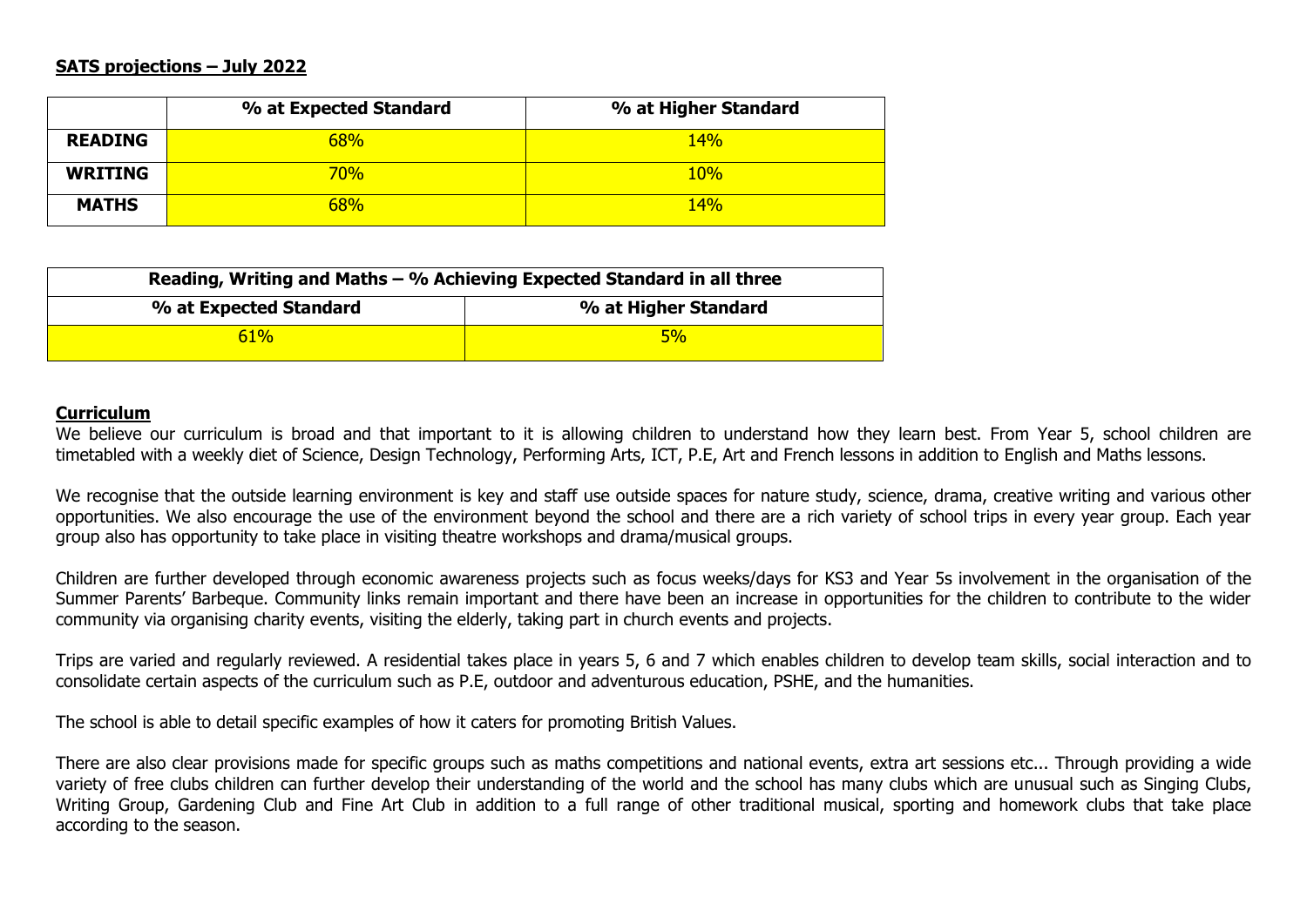**SATS projections – July 2022**

| | % at Expected Standard | % at Higher Standard |
|---|---|---|
| **READING** | 68% | 14% |
| **WRITING** | 70% | 10% |
| **MATHS** | 68% | 14% |

| Reading, Writing and Maths – % Achieving Expected Standard in all three | |
|---|---|
| **% at Expected Standard** | **% at Higher Standard** |
| 61% | 5% |

**Curriculum**

We believe our curriculum is broad and that important to it is allowing children to understand how they learn best. From Year 5, school children are timetabled with a weekly diet of Science, Design Technology, Performing Arts, ICT, P.E, Art and French lessons in addition to English and Maths lessons.

We recognise that the outside learning environment is key and staff use outside spaces for nature study, science, drama, creative writing and various other opportunities. We also encourage the use of the environment beyond the school and there are a rich variety of school trips in every year group. Each year group also has opportunity to take place in visiting theatre workshops and drama/musical groups.

Children are further developed through economic awareness projects such as focus weeks/days for KS3 and Year 5s involvement in the organisation of the Summer Parents' Barbeque. Community links remain important and there have been an increase in opportunities for the children to contribute to the wider community via organising charity events, visiting the elderly, taking part in church events and projects.

Trips are varied and regularly reviewed. A residential takes place in years 5, 6 and 7 which enables children to develop team skills, social interaction and to consolidate certain aspects of the curriculum such as P.E, outdoor and adventurous education, PSHE, and the humanities.

The school is able to detail specific examples of how it caters for promoting British Values.

There are also clear provisions made for specific groups such as maths competitions and national events, extra art sessions etc... Through providing a wide variety of free clubs children can further develop their understanding of the world and the school has many clubs which are unusual such as Singing Clubs, Writing Group, Gardening Club and Fine Art Club in addition to a full range of other traditional musical, sporting and homework clubs that take place according to the season.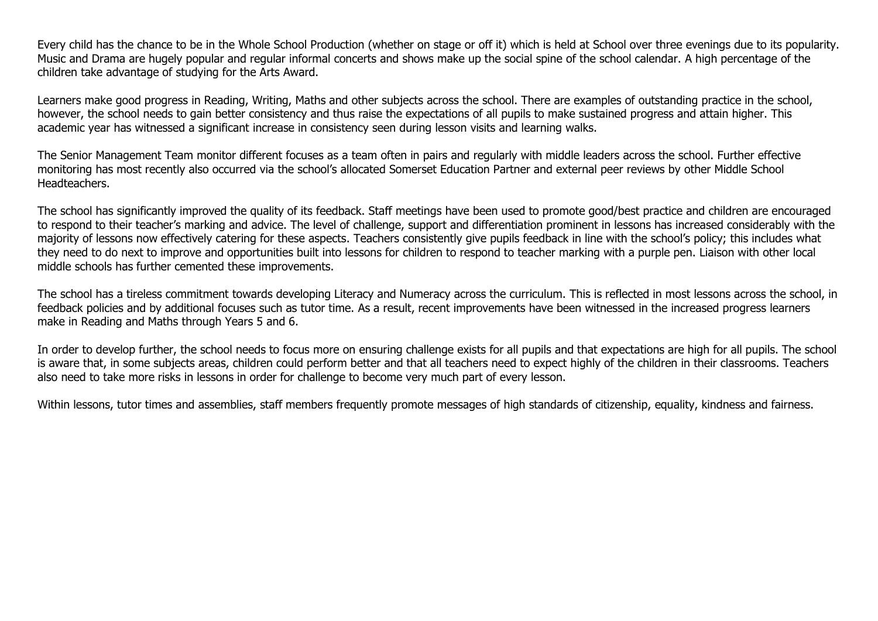Every child has the chance to be in the Whole School Production (whether on stage or off it) which is held at School over three evenings due to its popularity. Music and Drama are hugely popular and regular informal concerts and shows make up the social spine of the school calendar. A high percentage of the children take advantage of studying for the Arts Award.

Learners make good progress in Reading, Writing, Maths and other subjects across the school. There are examples of outstanding practice in the school, however, the school needs to gain better consistency and thus raise the expectations of all pupils to make sustained progress and attain higher. This academic year has witnessed a significant increase in consistency seen during lesson visits and learning walks.

The Senior Management Team monitor different focuses as a team often in pairs and regularly with middle leaders across the school. Further effective monitoring has most recently also occurred via the school's allocated Somerset Education Partner and external peer reviews by other Middle School Headteachers.

The school has significantly improved the quality of its feedback. Staff meetings have been used to promote good/best practice and children are encouraged to respond to their teacher's marking and advice. The level of challenge, support and differentiation prominent in lessons has increased considerably with the majority of lessons now effectively catering for these aspects. Teachers consistently give pupils feedback in line with the school's policy; this includes what they need to do next to improve and opportunities built into lessons for children to respond to teacher marking with a purple pen. Liaison with other local middle schools has further cemented these improvements.

The school has a tireless commitment towards developing Literacy and Numeracy across the curriculum. This is reflected in most lessons across the school, in feedback policies and by additional focuses such as tutor time. As a result, recent improvements have been witnessed in the increased progress learners make in Reading and Maths through Years 5 and 6.

In order to develop further, the school needs to focus more on ensuring challenge exists for all pupils and that expectations are high for all pupils. The school is aware that, in some subjects areas, children could perform better and that all teachers need to expect highly of the children in their classrooms. Teachers also need to take more risks in lessons in order for challenge to become very much part of every lesson.

Within lessons, tutor times and assemblies, staff members frequently promote messages of high standards of citizenship, equality, kindness and fairness.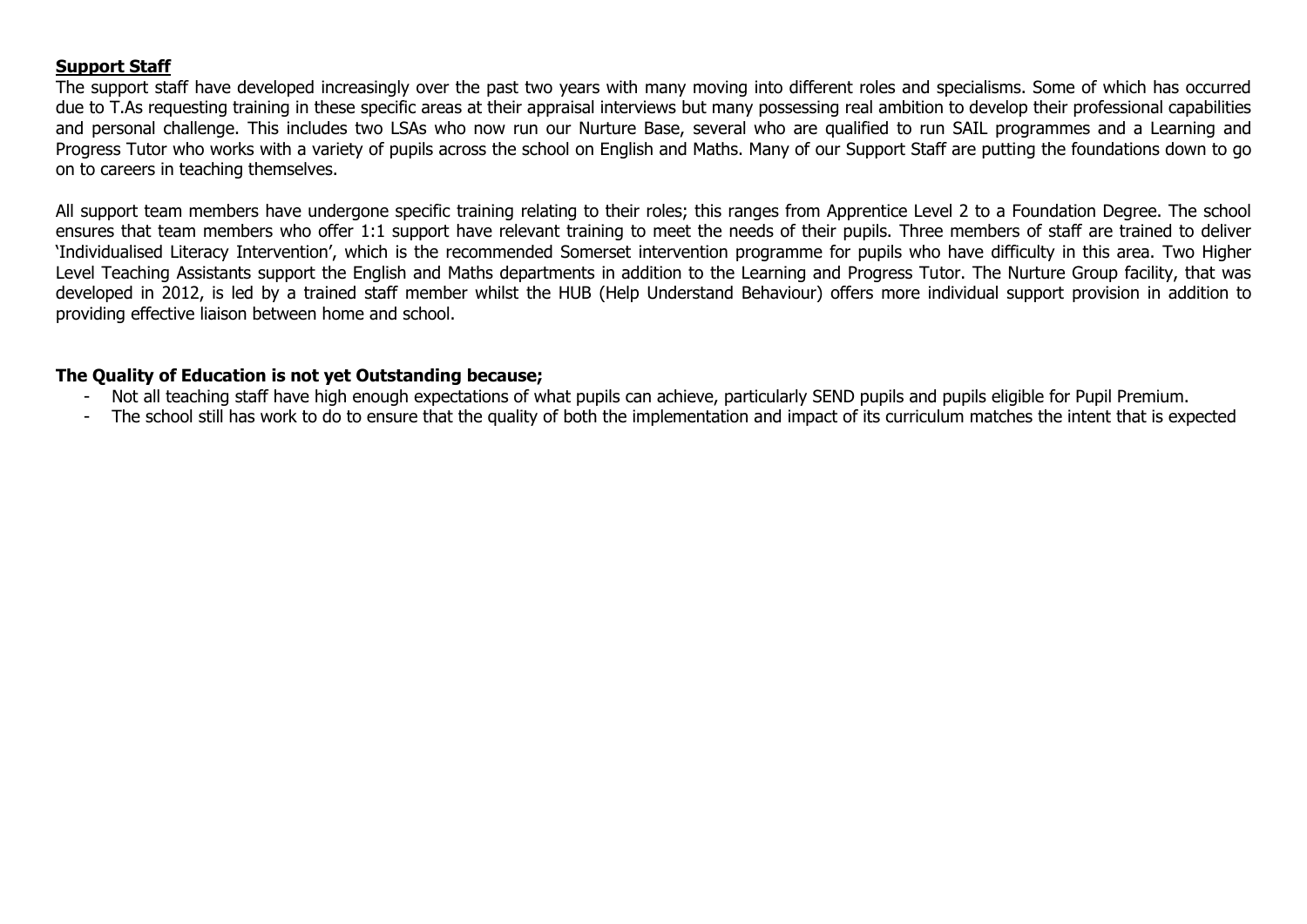**Support Staff**

The support staff have developed increasingly over the past two years with many moving into different roles and specialisms. Some of which has occurred due to T.As requesting training in these specific areas at their appraisal interviews but many possessing real ambition to develop their professional capabilities and personal challenge. This includes two LSAs who now run our Nurture Base, several who are qualified to run SAIL programmes and a Learning and Progress Tutor who works with a variety of pupils across the school on English and Maths. Many of our Support Staff are putting the foundations down to go on to careers in teaching themselves.

All support team members have undergone specific training relating to their roles; this ranges from Apprentice Level 2 to a Foundation Degree. The school ensures that team members who offer 1:1 support have relevant training to meet the needs of their pupils. Three members of staff are trained to deliver 'Individualised Literacy Intervention', which is the recommended Somerset intervention programme for pupils who have difficulty in this area. Two Higher Level Teaching Assistants support the English and Maths departments in addition to the Learning and Progress Tutor. The Nurture Group facility, that was developed in 2012, is led by a trained staff member whilst the HUB (Help Understand Behaviour) offers more individual support provision in addition to providing effective liaison between home and school.

**The Quality of Education is not yet Outstanding because;**

- Not all teaching staff have high enough expectations of what pupils can achieve, particularly SEND pupils and pupils eligible for Pupil Premium.
- The school still has work to do to ensure that the quality of both the implementation and impact of its curriculum matches the intent that is expected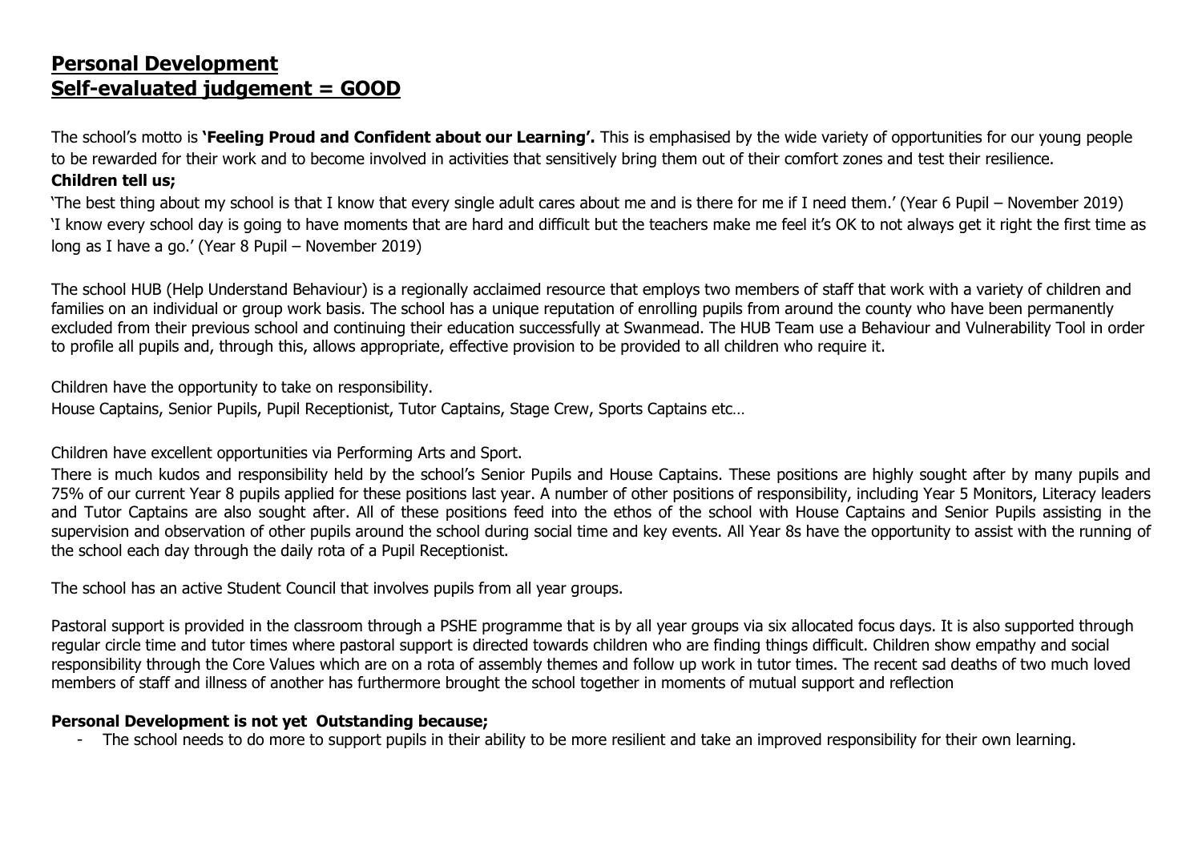## **Personal Development**
## **Self-evaluated judgement = GOOD**

The school's motto is **'Feeling Proud and Confident about our Learning'.** This is emphasised by the wide variety of opportunities for our young people to be rewarded for their work and to become involved in activities that sensitively bring them out of their comfort zones and test their resilience.

**Children tell us;**

'The best thing about my school is that I know that every single adult cares about me and is there for me if I need them.' (Year 6 Pupil – November 2019)
'I know every school day is going to have moments that are hard and difficult but the teachers make me feel it's OK to not always get it right the first time as long as I have a go.' (Year 8 Pupil – November 2019)

The school HUB (Help Understand Behaviour) is a regionally acclaimed resource that employs two members of staff that work with a variety of children and families on an individual or group work basis. The school has a unique reputation of enrolling pupils from around the county who have been permanently excluded from their previous school and continuing their education successfully at Swanmead. The HUB Team use a Behaviour and Vulnerability Tool in order to profile all pupils and, through this, allows appropriate, effective provision to be provided to all children who require it.

Children have the opportunity to take on responsibility.
House Captains, Senior Pupils, Pupil Receptionist, Tutor Captains, Stage Crew, Sports Captains etc…

Children have excellent opportunities via Performing Arts and Sport.
There is much kudos and responsibility held by the school's Senior Pupils and House Captains. These positions are highly sought after by many pupils and 75% of our current Year 8 pupils applied for these positions last year. A number of other positions of responsibility, including Year 5 Monitors, Literacy leaders and Tutor Captains are also sought after. All of these positions feed into the ethos of the school with House Captains and Senior Pupils assisting in the supervision and observation of other pupils around the school during social time and key events. All Year 8s have the opportunity to assist with the running of the school each day through the daily rota of a Pupil Receptionist.

The school has an active Student Council that involves pupils from all year groups.

Pastoral support is provided in the classroom through a PSHE programme that is by all year groups via six allocated focus days. It is also supported through regular circle time and tutor times where pastoral support is directed towards children who are finding things difficult. Children show empathy and social responsibility through the Core Values which are on a rota of assembly themes and follow up work in tutor times. The recent sad deaths of two much loved members of staff and illness of another has furthermore brought the school together in moments of mutual support and reflection

**Personal Development is not yet Outstanding because;**

- The school needs to do more to support pupils in their ability to be more resilient and take an improved responsibility for their own learning.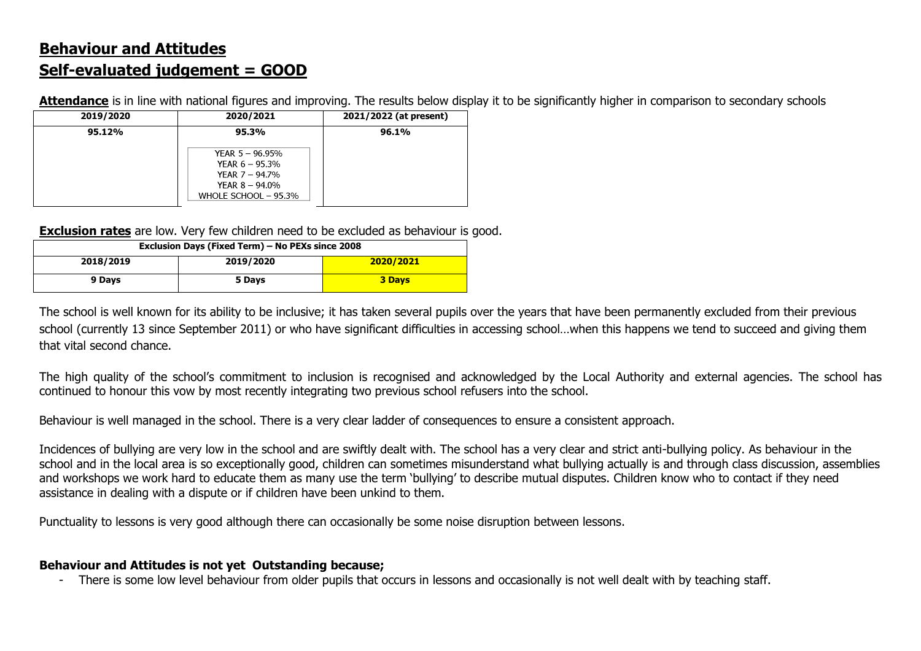# Behaviour and Attitudes

# Self-evaluated judgement = GOOD

**Attendance** is in line with national figures and improving. The results below display it to be significantly higher in comparison to secondary schools

| 2019/2020 | 2020/2021 | 2021/2022 (at present) |
|---|---|---|
| 95.12% | 95.3%<br><br>YEAR 5 – 96.95%<br>YEAR 6 – 95.3%<br>YEAR 7 – 94.7%<br>YEAR 8 – 94.0%<br>WHOLE SCHOOL – 95.3% | 96.1% |

**Exclusion rates** are low. Very few children need to be excluded as behaviour is good.

| Exclusion Days (Fixed Term) – No PEXs since 2008 | | |
|---|---|---|
| 2018/2019 | 2019/2020 | 2020/2021 |
| 9 Days | 5 Days | 3 Days |

The school is well known for its ability to be inclusive; it has taken several pupils over the years that have been permanently excluded from their previous school (currently 13 since September 2011) or who have significant difficulties in accessing school…when this happens we tend to succeed and giving them that vital second chance.

The high quality of the school's commitment to inclusion is recognised and acknowledged by the Local Authority and external agencies. The school has continued to honour this vow by most recently integrating two previous school refusers into the school.

Behaviour is well managed in the school. There is a very clear ladder of consequences to ensure a consistent approach.

Incidences of bullying are very low in the school and are swiftly dealt with. The school has a very clear and strict anti-bullying policy. As behaviour in the school and in the local area is so exceptionally good, children can sometimes misunderstand what bullying actually is and through class discussion, assemblies and workshops we work hard to educate them as many use the term 'bullying' to describe mutual disputes. Children know who to contact if they need assistance in dealing with a dispute or if children have been unkind to them.

Punctuality to lessons is very good although there can occasionally be some noise disruption between lessons.

**Behaviour and Attitudes is not yet Outstanding because;**

- There is some low level behaviour from older pupils that occurs in lessons and occasionally is not well dealt with by teaching staff.